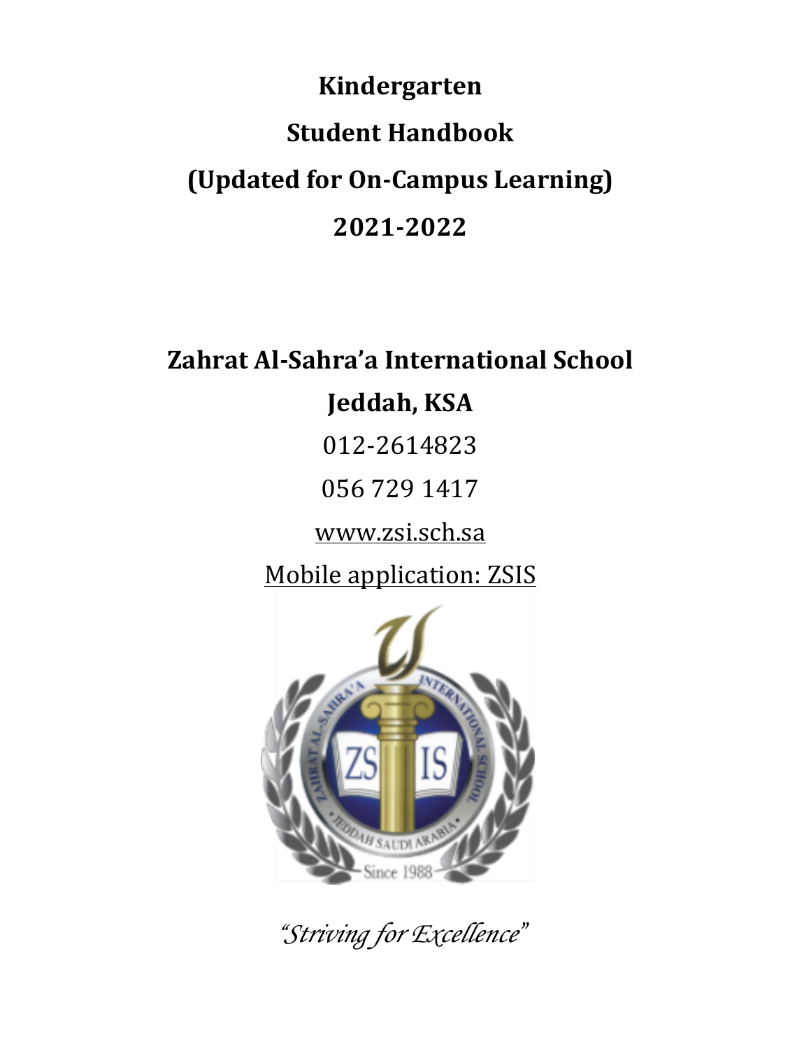# Kindergarten

# Student Handbook

# (Updated for On-Campus Learning)

# 2021-2022

## Zahrat Al-Sahra'a International School

## Jeddah, KSA

012-2614823

056 729 1417

www.zsi.sch.sa

Mobile application: ZSIS

*"Striving for Excellence"*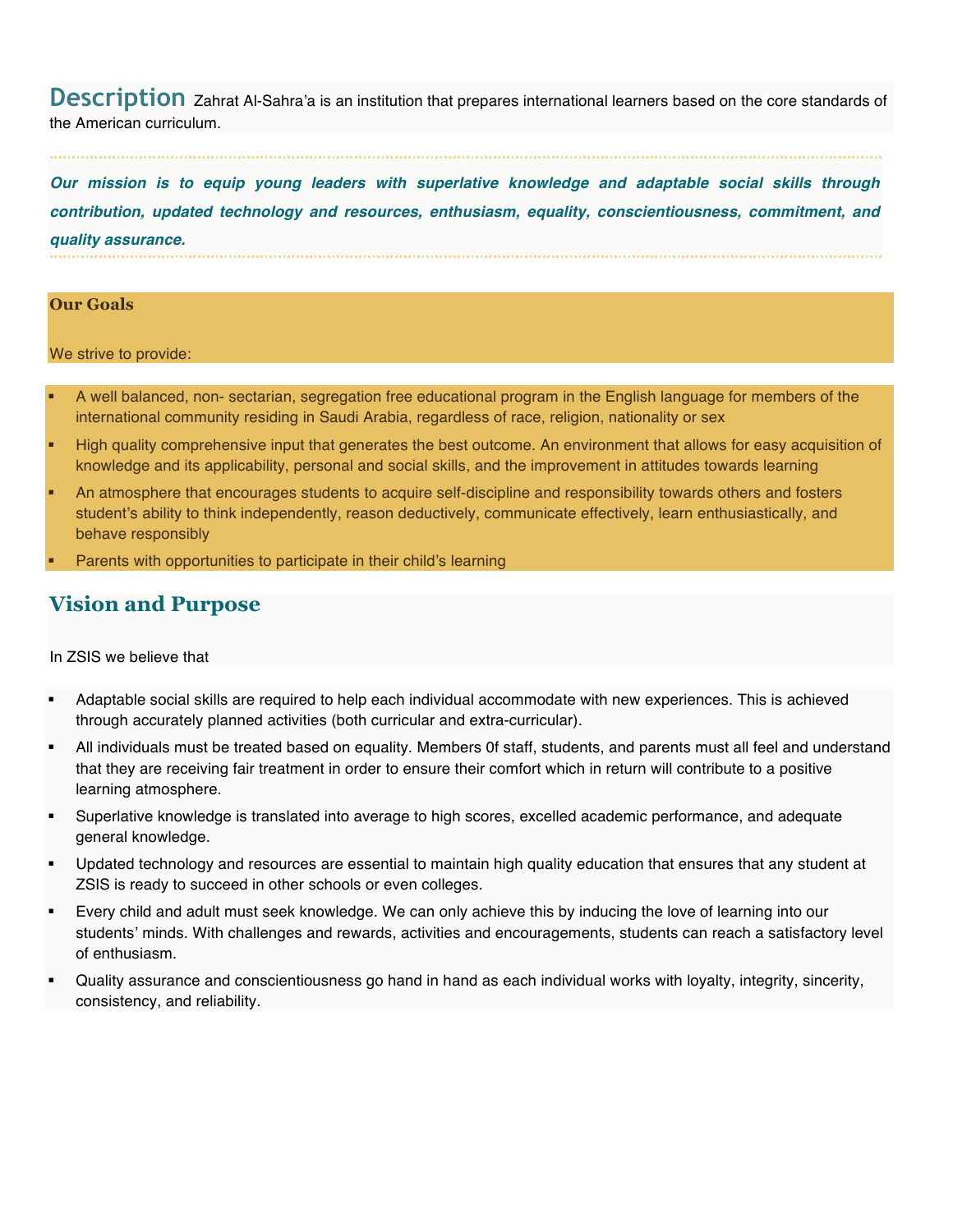## Description

Zahrat Al-Sahra'a is an institution that prepares international learners based on the core standards of the American curriculum.

***Our mission is to equip young leaders with superlative knowledge and adaptable social skills through contribution, updated technology and resources, enthusiasm, equality, conscientiousness, commitment, and quality assurance.***

### Our Goals

We strive to provide:

- A well balanced, non- sectarian, segregation free educational program in the English language for members of the international community residing in Saudi Arabia, regardless of race, religion, nationality or sex
- High quality comprehensive input that generates the best outcome. An environment that allows for easy acquisition of knowledge and its applicability, personal and social skills, and the improvement in attitudes towards learning
- An atmosphere that encourages students to acquire self-discipline and responsibility towards others and fosters student's ability to think independently, reason deductively, communicate effectively, learn enthusiastically, and behave responsibly
- Parents with opportunities to participate in their child's learning

## Vision and Purpose

In ZSIS we believe that

- Adaptable social skills are required to help each individual accommodate with new experiences. This is achieved through accurately planned activities (both curricular and extra-curricular).
- All individuals must be treated based on equality. Members 0f staff, students, and parents must all feel and understand that they are receiving fair treatment in order to ensure their comfort which in return will contribute to a positive learning atmosphere.
- Superlative knowledge is translated into average to high scores, excelled academic performance, and adequate general knowledge.
- Updated technology and resources are essential to maintain high quality education that ensures that any student at ZSIS is ready to succeed in other schools or even colleges.
- Every child and adult must seek knowledge. We can only achieve this by inducing the love of learning into our students' minds. With challenges and rewards, activities and encouragements, students can reach a satisfactory level of enthusiasm.
- Quality assurance and conscientiousness go hand in hand as each individual works with loyalty, integrity, sincerity, consistency, and reliability.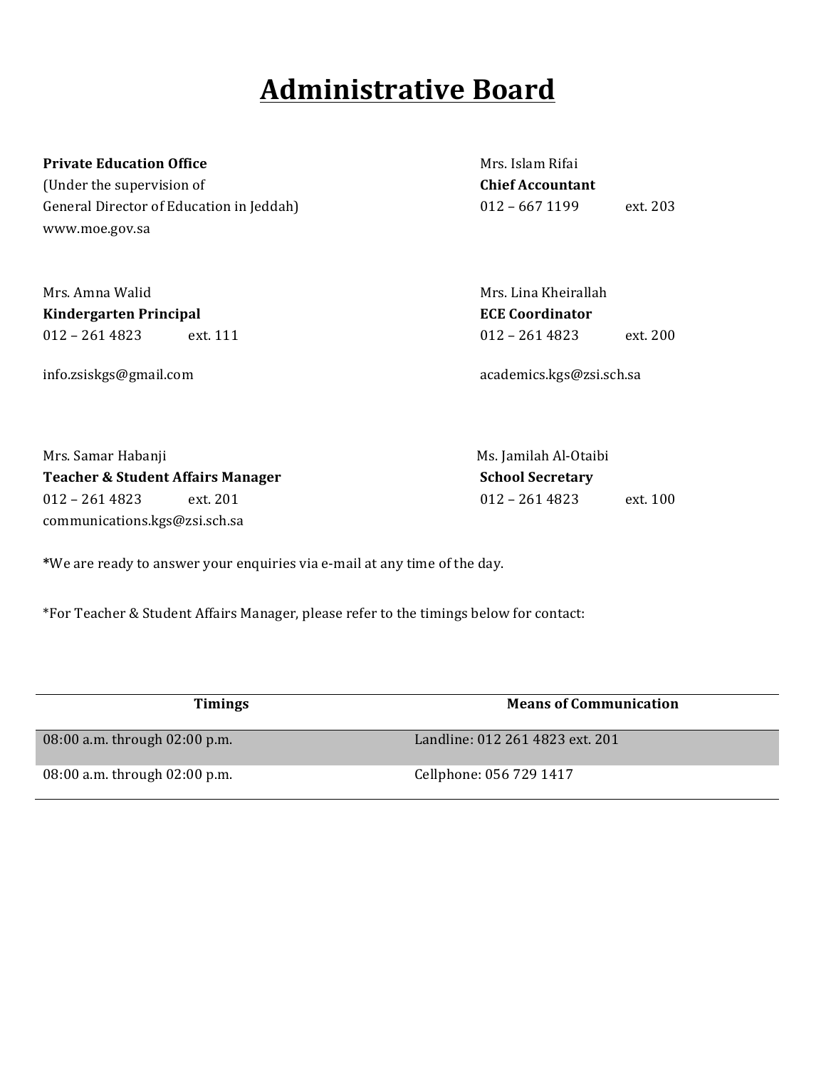# Administrative Board

**Private Education Office**
(Under the supervision of
General Director of Education in Jeddah)
www.moe.gov.sa

Mrs. Islam Rifai
**Chief Accountant**
012 – 667 1199 ext. 203

Mrs. Amna Walid
**Kindergarten Principal**
012 – 261 4823 ext. 111

info.zsiskgs@gmail.com

Mrs. Lina Kheirallah
**ECE Coordinator**
012 – 261 4823 ext. 200

academics.kgs@zsi.sch.sa

Mrs. Samar Habanji
**Teacher & Student Affairs Manager**
012 – 261 4823 ext. 201
communications.kgs@zsi.sch.sa

Ms. Jamilah Al-Otaibi
**School Secretary**
012 – 261 4823 ext. 100

**\***We are ready to answer your enquiries via e-mail at any time of the day.

*For Teacher & Student Affairs Manager, please refer to the timings below for contact:

| Timings | Means of Communication |
|---|---|
| 08:00 a.m. through 02:00 p.m. | Landline: 012 261 4823 ext. 201 |
| 08:00 a.m. through 02:00 p.m. | Cellphone: 056 729 1417 |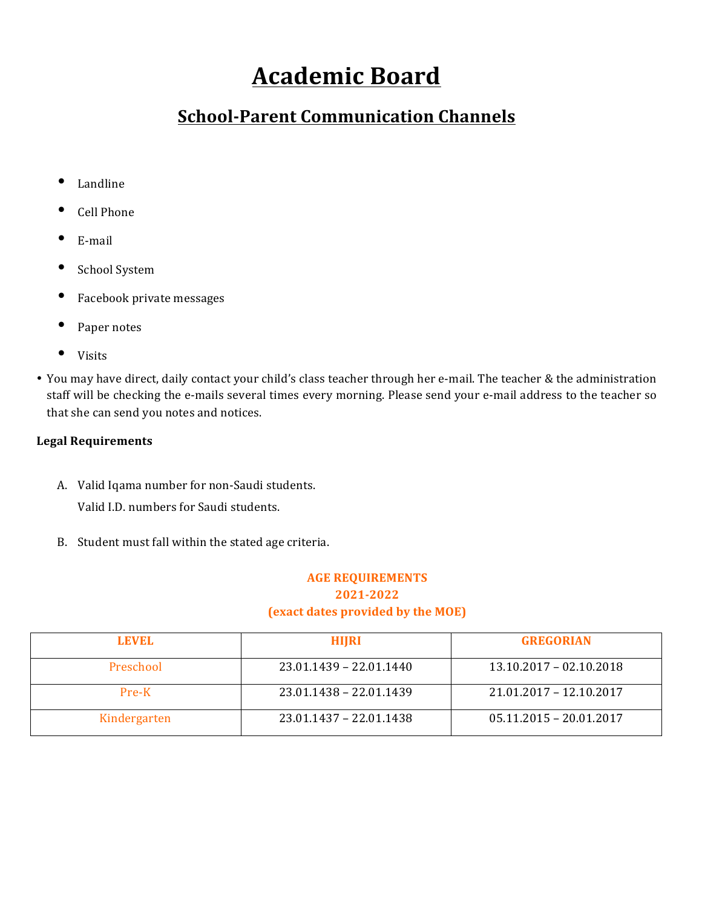# Academic Board

## School-Parent Communication Channels

- Landline
- Cell Phone
- E-mail
- School System
- Facebook private messages
- Paper notes
- Visits

- You may have direct, daily contact your child's class teacher through her e-mail. The teacher & the administration staff will be checking the e-mails several times every morning. Please send your e-mail address to the teacher so that she can send you notes and notices.

**Legal Requirements**

A. Valid Iqama number for non-Saudi students.
   Valid I.D. numbers for Saudi students.

B. Student must fall within the stated age criteria.

**AGE REQUIREMENTS**
**2021-2022**
**(exact dates provided by the MOE)**

| LEVEL | HIJRI | GREGORIAN |
|---|---|---|
| Preschool | 23.01.1439 – 22.01.1440 | 13.10.2017 – 02.10.2018 |
| Pre-K | 23.01.1438 – 22.01.1439 | 21.01.2017 – 12.10.2017 |
| Kindergarten | 23.01.1437 – 22.01.1438 | 05.11.2015 – 20.01.2017 |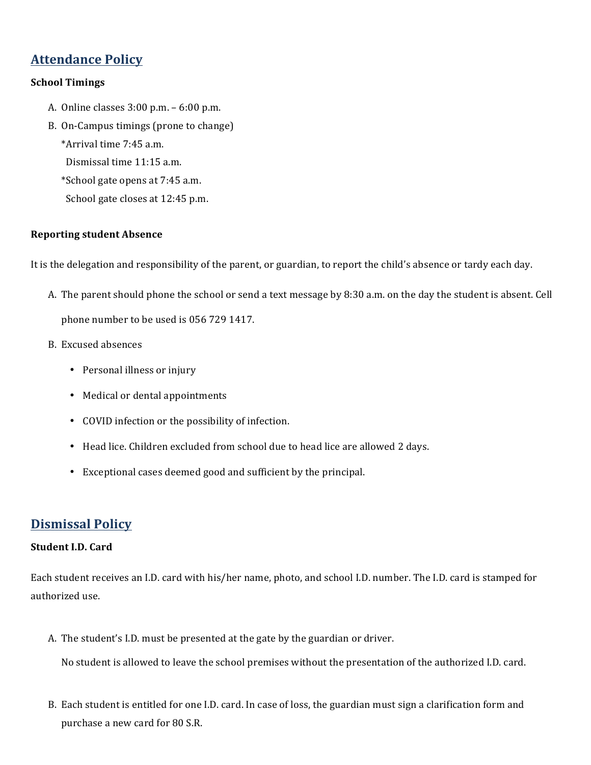## Attendance Policy

**School Timings**

A. Online classes 3:00 p.m. – 6:00 p.m.
B. On-Campus timings (prone to change)
   *Arrival time 7:45 a.m.
   Dismissal time 11:15 a.m.
   *School gate opens at 7:45 a.m.
   School gate closes at 12:45 p.m.

**Reporting student Absence**

It is the delegation and responsibility of the parent, or guardian, to report the child's absence or tardy each day.

A. The parent should phone the school or send a text message by 8:30 a.m. on the day the student is absent. Cell phone number to be used is 056 729 1417.
B. Excused absences
   - Personal illness or injury
   - Medical or dental appointments
   - COVID infection or the possibility of infection.
   - Head lice. Children excluded from school due to head lice are allowed 2 days.
   - Exceptional cases deemed good and sufficient by the principal.

## Dismissal Policy

**Student I.D. Card**

Each student receives an I.D. card with his/her name, photo, and school I.D. number. The I.D. card is stamped for authorized use.

A. The student's I.D. must be presented at the gate by the guardian or driver.

   No student is allowed to leave the school premises without the presentation of the authorized I.D. card.

B. Each student is entitled for one I.D. card. In case of loss, the guardian must sign a clarification form and purchase a new card for 80 S.R.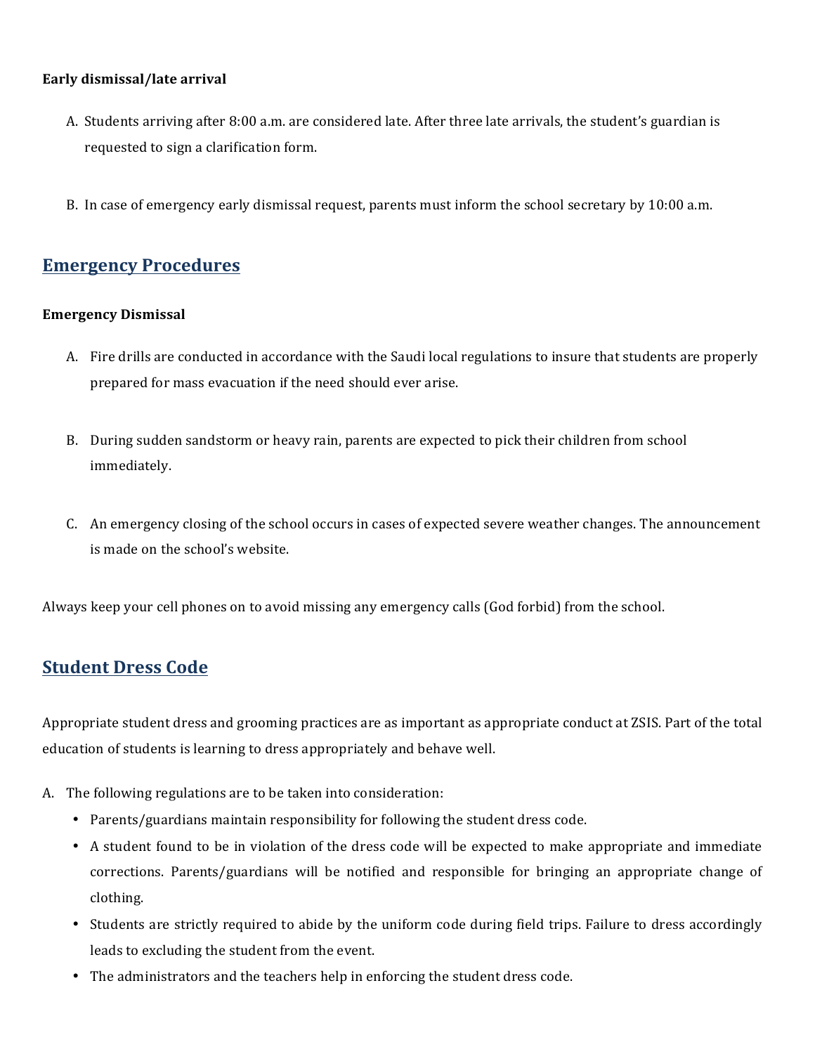**Early dismissal/late arrival**

A. Students arriving after 8:00 a.m. are considered late. After three late arrivals, the student's guardian is requested to sign a clarification form.

B. In case of emergency early dismissal request, parents must inform the school secretary by 10:00 a.m.

## Emergency Procedures

**Emergency Dismissal**

A. Fire drills are conducted in accordance with the Saudi local regulations to insure that students are properly prepared for mass evacuation if the need should ever arise.

B. During sudden sandstorm or heavy rain, parents are expected to pick their children from school immediately.

C. An emergency closing of the school occurs in cases of expected severe weather changes. The announcement is made on the school's website.

Always keep your cell phones on to avoid missing any emergency calls (God forbid) from the school.

## Student Dress Code

Appropriate student dress and grooming practices are as important as appropriate conduct at ZSIS. Part of the total education of students is learning to dress appropriately and behave well.

A. The following regulations are to be taken into consideration:

- Parents/guardians maintain responsibility for following the student dress code.
- A student found to be in violation of the dress code will be expected to make appropriate and immediate corrections. Parents/guardians will be notified and responsible for bringing an appropriate change of clothing.
- Students are strictly required to abide by the uniform code during field trips. Failure to dress accordingly leads to excluding the student from the event.
- The administrators and the teachers help in enforcing the student dress code.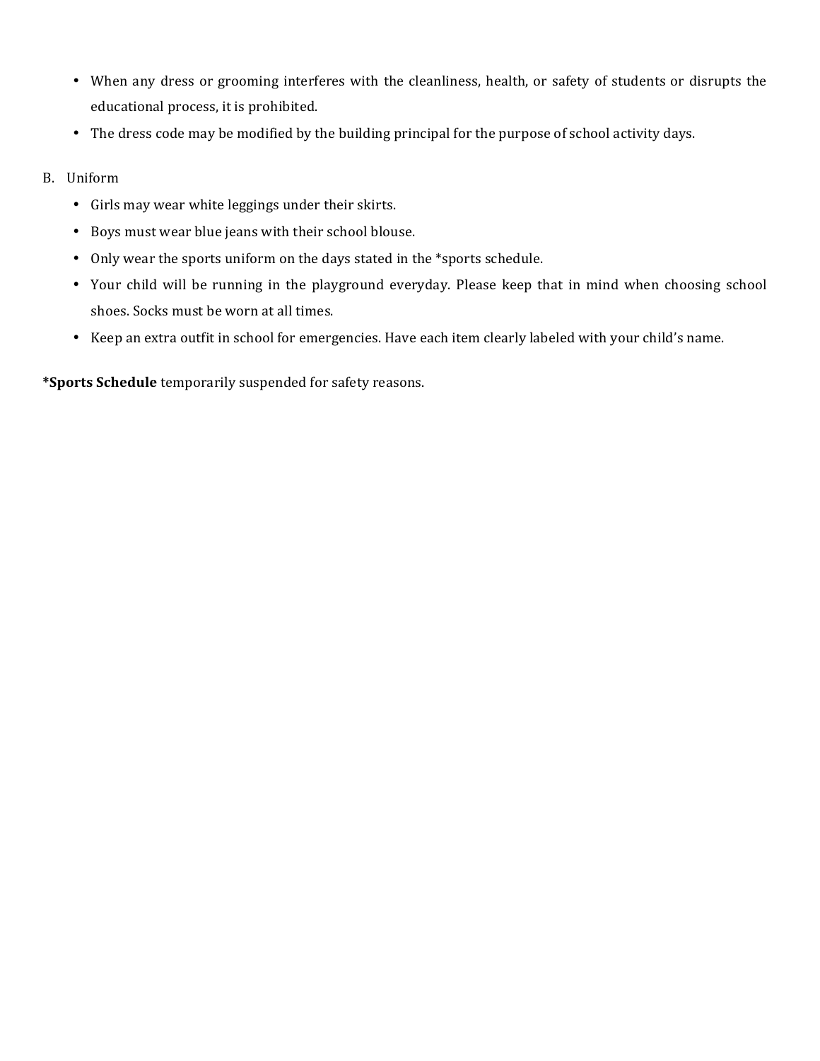- When any dress or grooming interferes with the cleanliness, health, or safety of students or disrupts the educational process, it is prohibited.
- The dress code may be modified by the building principal for the purpose of school activity days.

B. Uniform

- Girls may wear white leggings under their skirts.
- Boys must wear blue jeans with their school blouse.
- Only wear the sports uniform on the days stated in the *sports schedule.
- Your child will be running in the playground everyday. Please keep that in mind when choosing school shoes. Socks must be worn at all times.
- Keep an extra outfit in school for emergencies. Have each item clearly labeled with your child's name.

**\*Sports Schedule** temporarily suspended for safety reasons.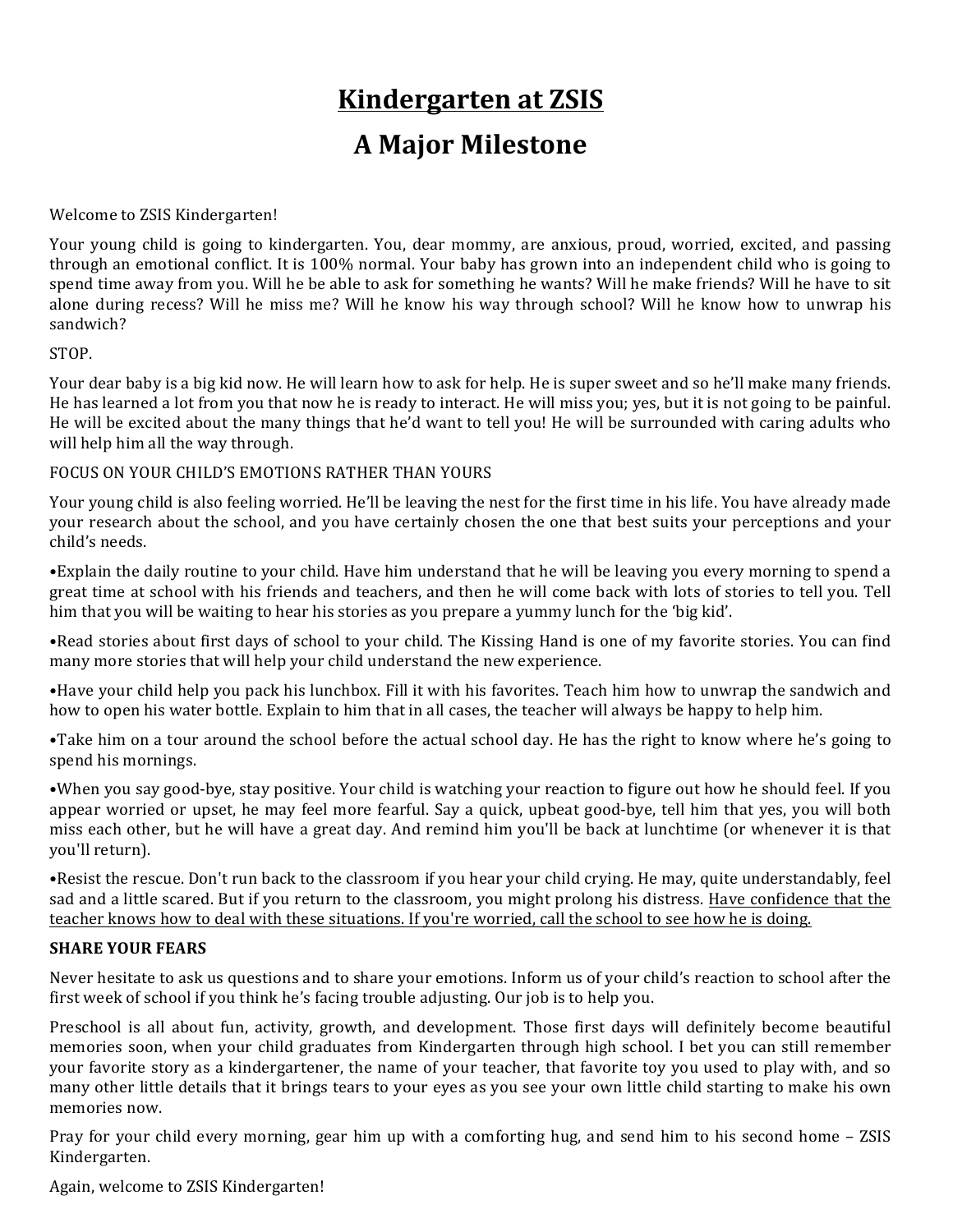# Kindergarten at ZSIS

# A Major Milestone

Welcome to ZSIS Kindergarten!

Your young child is going to kindergarten. You, dear mommy, are anxious, proud, worried, excited, and passing through an emotional conflict. It is 100% normal. Your baby has grown into an independent child who is going to spend time away from you. Will he be able to ask for something he wants? Will he make friends? Will he have to sit alone during recess? Will he miss me? Will he know his way through school? Will he know how to unwrap his sandwich?

STOP.

Your dear baby is a big kid now. He will learn how to ask for help. He is super sweet and so he'll make many friends. He has learned a lot from you that now he is ready to interact. He will miss you; yes, but it is not going to be painful. He will be excited about the many things that he'd want to tell you! He will be surrounded with caring adults who will help him all the way through.

FOCUS ON YOUR CHILD'S EMOTIONS RATHER THAN YOURS

Your young child is also feeling worried. He'll be leaving the nest for the first time in his life. You have already made your research about the school, and you have certainly chosen the one that best suits your perceptions and your child's needs.

- Explain the daily routine to your child. Have him understand that he will be leaving you every morning to spend a great time at school with his friends and teachers, and then he will come back with lots of stories to tell you. Tell him that you will be waiting to hear his stories as you prepare a yummy lunch for the 'big kid'.
- Read stories about first days of school to your child. The Kissing Hand is one of my favorite stories. You can find many more stories that will help your child understand the new experience.
- Have your child help you pack his lunchbox. Fill it with his favorites. Teach him how to unwrap the sandwich and how to open his water bottle. Explain to him that in all cases, the teacher will always be happy to help him.
- Take him on a tour around the school before the actual school day. He has the right to know where he's going to spend his mornings.
- When you say good-bye, stay positive. Your child is watching your reaction to figure out how he should feel. If you appear worried or upset, he may feel more fearful. Say a quick, upbeat good-bye, tell him that yes, you will both miss each other, but he will have a great day. And remind him you'll be back at lunchtime (or whenever it is that you'll return).
- Resist the rescue. Don't run back to the classroom if you hear your child crying. He may, quite understandably, feel sad and a little scared. But if you return to the classroom, you might prolong his distress. <u>Have confidence that the teacher knows how to deal with these situations. If you're worried, call the school to see how he is doing.</u>

**SHARE YOUR FEARS**

Never hesitate to ask us questions and to share your emotions. Inform us of your child's reaction to school after the first week of school if you think he's facing trouble adjusting. Our job is to help you.

Preschool is all about fun, activity, growth, and development. Those first days will definitely become beautiful memories soon, when your child graduates from Kindergarten through high school. I bet you can still remember your favorite story as a kindergartener, the name of your teacher, that favorite toy you used to play with, and so many other little details that it brings tears to your eyes as you see your own little child starting to make his own memories now.

Pray for your child every morning, gear him up with a comforting hug, and send him to his second home – ZSIS Kindergarten.

Again, welcome to ZSIS Kindergarten!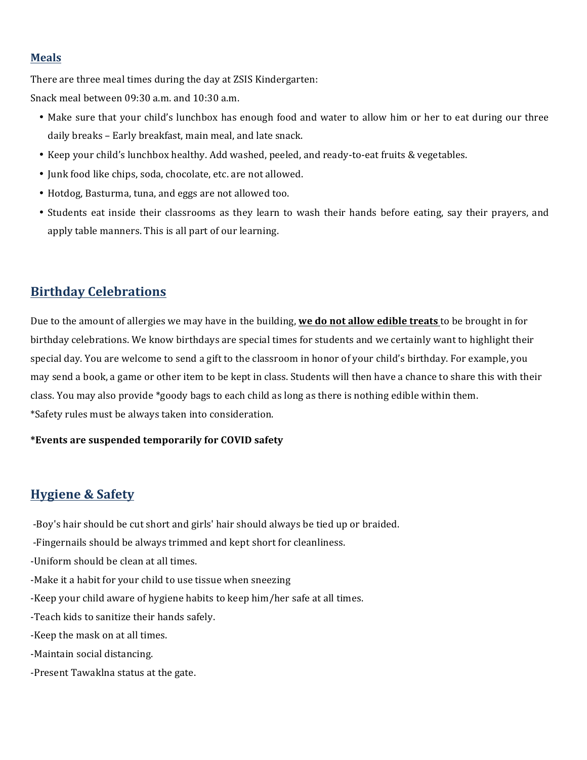## Meals

There are three meal times during the day at ZSIS Kindergarten:

Snack meal between 09:30 a.m. and 10:30 a.m.

- Make sure that your child's lunchbox has enough food and water to allow him or her to eat during our three daily breaks – Early breakfast, main meal, and late snack.
- Keep your child's lunchbox healthy. Add washed, peeled, and ready-to-eat fruits & vegetables.
- Junk food like chips, soda, chocolate, etc. are not allowed.
- Hotdog, Basturma, tuna, and eggs are not allowed too.
- Students eat inside their classrooms as they learn to wash their hands before eating, say their prayers, and apply table manners. This is all part of our learning.

## Birthday Celebrations

Due to the amount of allergies we may have in the building, **we do not allow edible treats** to be brought in for birthday celebrations. We know birthdays are special times for students and we certainly want to highlight their special day. You are welcome to send a gift to the classroom in honor of your child's birthday. For example, you may send a book, a game or other item to be kept in class. Students will then have a chance to share this with their class. You may also provide *goody bags to each child as long as there is nothing edible within them.
*Safety rules must be always taken into consideration.

**\*Events are suspended temporarily for COVID safety**

## Hygiene & Safety

-Boy's hair should be cut short and girls' hair should always be tied up or braided.

-Fingernails should be always trimmed and kept short for cleanliness.

-Uniform should be clean at all times.

-Make it a habit for your child to use tissue when sneezing

-Keep your child aware of hygiene habits to keep him/her safe at all times.

-Teach kids to sanitize their hands safely.

-Keep the mask on at all times.

-Maintain social distancing.

-Present Tawaklna status at the gate.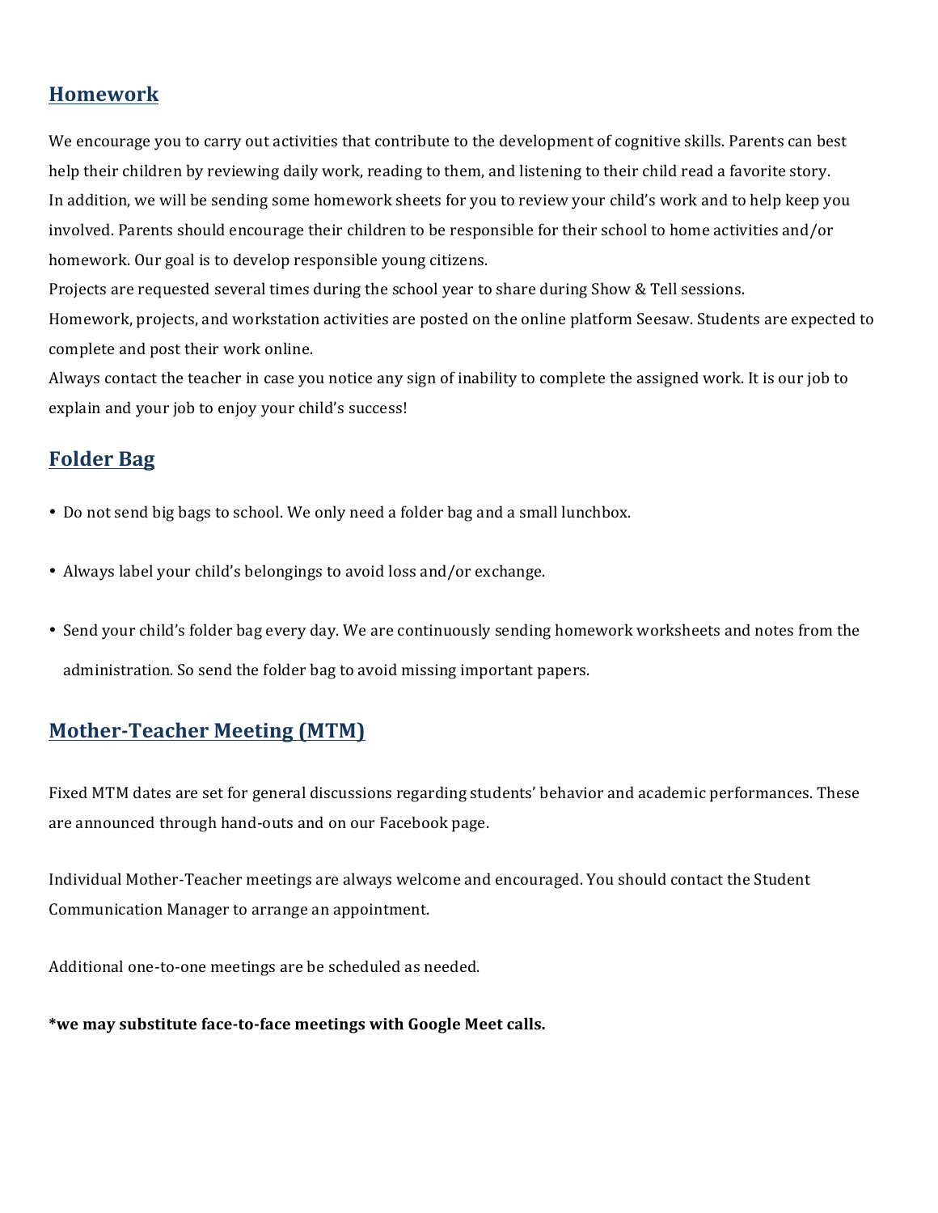## Homework

We encourage you to carry out activities that contribute to the development of cognitive skills. Parents can best help their children by reviewing daily work, reading to them, and listening to their child read a favorite story.
In addition, we will be sending some homework sheets for you to review your child's work and to help keep you involved. Parents should encourage their children to be responsible for their school to home activities and/or homework. Our goal is to develop responsible young citizens.
Projects are requested several times during the school year to share during Show & Tell sessions.
Homework, projects, and workstation activities are posted on the online platform Seesaw. Students are expected to complete and post their work online.
Always contact the teacher in case you notice any sign of inability to complete the assigned work. It is our job to explain and your job to enjoy your child's success!

## Folder Bag

- Do not send big bags to school. We only need a folder bag and a small lunchbox.
- Always label your child's belongings to avoid loss and/or exchange.
- Send your child's folder bag every day. We are continuously sending homework worksheets and notes from the administration. So send the folder bag to avoid missing important papers.

## Mother-Teacher Meeting (MTM)

Fixed MTM dates are set for general discussions regarding students' behavior and academic performances. These are announced through hand-outs and on our Facebook page.

Individual Mother-Teacher meetings are always welcome and encouraged. You should contact the Student Communication Manager to arrange an appointment.

Additional one-to-one meetings are be scheduled as needed.

**\*we may substitute face-to-face meetings with Google Meet calls.**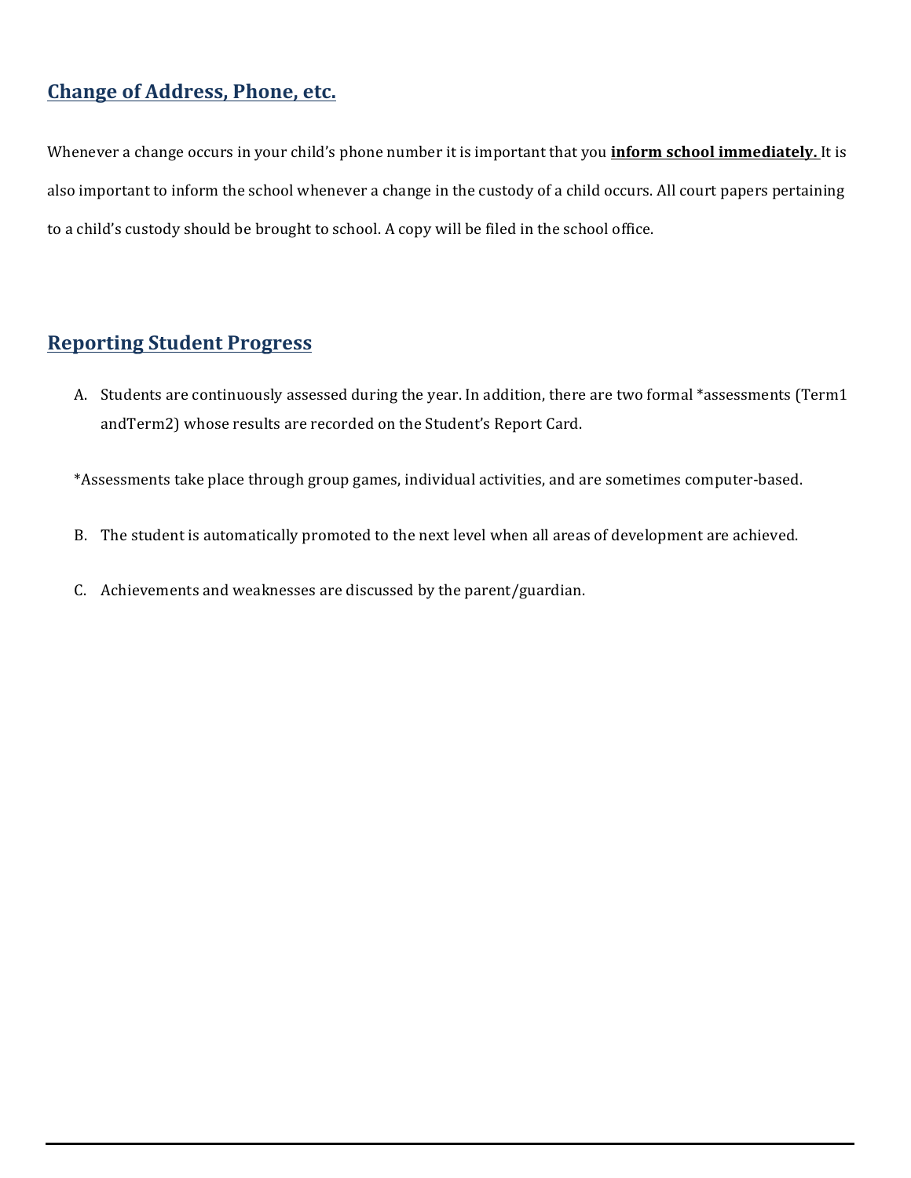## Change of Address, Phone, etc.

Whenever a change occurs in your child's phone number it is important that you **inform school immediately.** It is also important to inform the school whenever a change in the custody of a child occurs. All court papers pertaining to a child's custody should be brought to school. A copy will be filed in the school office.

## Reporting Student Progress

A. Students are continuously assessed during the year. In addition, there are two formal *assessments (Term1 andTerm2) whose results are recorded on the Student's Report Card.

*Assessments take place through group games, individual activities, and are sometimes computer-based.

B. The student is automatically promoted to the next level when all areas of development are achieved.

C. Achievements and weaknesses are discussed by the parent/guardian.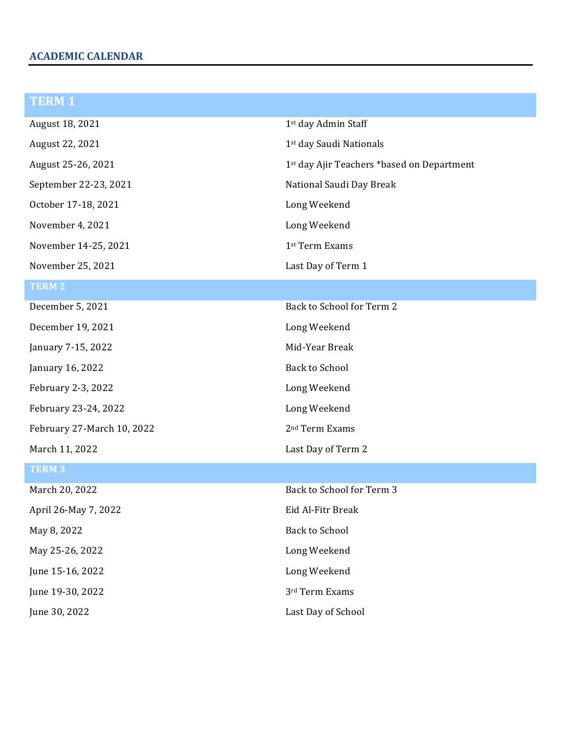## ACADEMIC CALENDAR

| TERM 1 | |
|---|---|
| August 18, 2021 | 1st day Admin Staff |
| August 22, 2021 | 1st day Saudi Nationals |
| August 25-26, 2021 | 1st day Ajir Teachers *based on Department |
| September 22-23, 2021 | National Saudi Day Break |
| October 17-18, 2021 | Long Weekend |
| November 4, 2021 | Long Weekend |
| November 14-25, 2021 | 1st Term Exams |
| November 25, 2021 | Last Day of Term 1 |
| **TERM 2** | |
| December 5, 2021 | Back to School for Term 2 |
| December 19, 2021 | Long Weekend |
| January 7-15, 2022 | Mid-Year Break |
| January 16, 2022 | Back to School |
| February 2-3, 2022 | Long Weekend |
| February 23-24, 2022 | Long Weekend |
| February 27-March 10, 2022 | 2nd Term Exams |
| March 11, 2022 | Last Day of Term 2 |
| **TERM 3** | |
| March 20, 2022 | Back to School for Term 3 |
| April 26-May 7, 2022 | Eid Al-Fitr Break |
| May 8, 2022 | Back to School |
| May 25-26, 2022 | Long Weekend |
| June 15-16, 2022 | Long Weekend |
| June 19-30, 2022 | 3rd Term Exams |
| June 30, 2022 | Last Day of School |